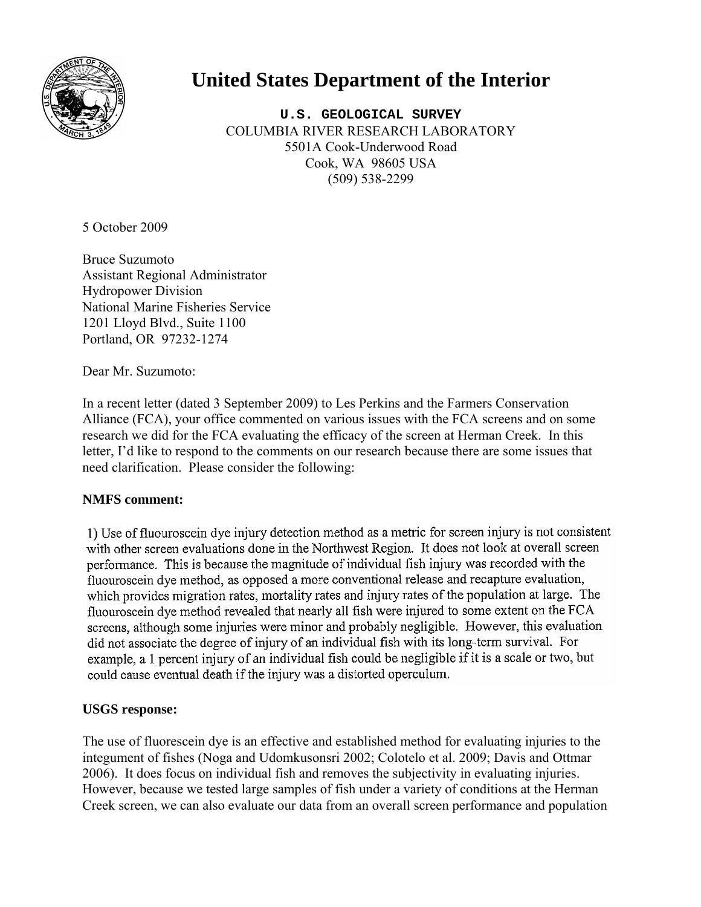# United States Department of the Interior

**U.S. GEOLOGICAL SURVEY**
COLUMBIA RIVER RESEARCH LABORATORY
5501A Cook-Underwood Road
Cook, WA 98605 USA
(509) 538-2299

5 October 2009

Bruce Suzumoto
Assistant Regional Administrator
Hydropower Division
National Marine Fisheries Service
1201 Lloyd Blvd., Suite 1100
Portland, OR 97232-1274

Dear Mr. Suzumoto:

In a recent letter (dated 3 September 2009) to Les Perkins and the Farmers Conservation Alliance (FCA), your office commented on various issues with the FCA screens and on some research we did for the FCA evaluating the efficacy of the screen at Herman Creek. In this letter, I'd like to respond to the comments on our research because there are some issues that need clarification. Please consider the following:

**NMFS comment:**

1) Use of fluouroscein dye injury detection method as a metric for screen injury is not consistent with other screen evaluations done in the Northwest Region. It does not look at overall screen performance. This is because the magnitude of individual fish injury was recorded with the fluouroscein dye method, as opposed a more conventional release and recapture evaluation, which provides migration rates, mortality rates and injury rates of the population at large. The fluouroscein dye method revealed that nearly all fish were injured to some extent on the FCA screens, although some injuries were minor and probably negligible. However, this evaluation did not associate the degree of injury of an individual fish with its long-term survival. For example, a 1 percent injury of an individual fish could be negligible if it is a scale or two, but could cause eventual death if the injury was a distorted operculum.

**USGS response:**

The use of fluorescein dye is an effective and established method for evaluating injuries to the integument of fishes (Noga and Udomkusonsri 2002; Colotelo et al. 2009; Davis and Ottmar 2006). It does focus on individual fish and removes the subjectivity in evaluating injuries. However, because we tested large samples of fish under a variety of conditions at the Herman Creek screen, we can also evaluate our data from an overall screen performance and population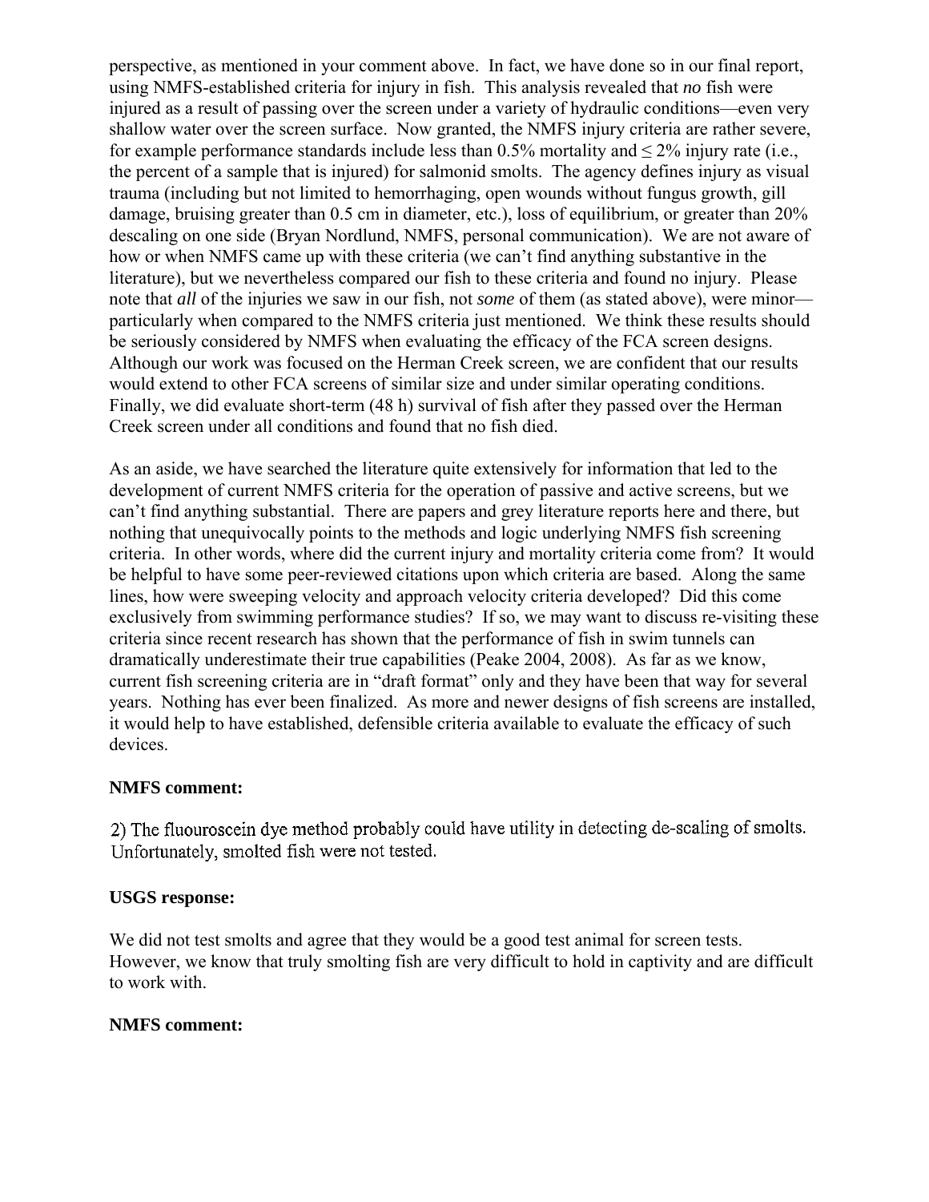perspective, as mentioned in your comment above. In fact, we have done so in our final report, using NMFS-established criteria for injury in fish. This analysis revealed that *no* fish were injured as a result of passing over the screen under a variety of hydraulic conditions—even very shallow water over the screen surface. Now granted, the NMFS injury criteria are rather severe, for example performance standards include less than 0.5% mortality and ≤ 2% injury rate (i.e., the percent of a sample that is injured) for salmonid smolts. The agency defines injury as visual trauma (including but not limited to hemorrhaging, open wounds without fungus growth, gill damage, bruising greater than 0.5 cm in diameter, etc.), loss of equilibrium, or greater than 20% descaling on one side (Bryan Nordlund, NMFS, personal communication). We are not aware of how or when NMFS came up with these criteria (we can't find anything substantive in the literature), but we nevertheless compared our fish to these criteria and found no injury. Please note that *all* of the injuries we saw in our fish, not *some* of them (as stated above), were minor—particularly when compared to the NMFS criteria just mentioned. We think these results should be seriously considered by NMFS when evaluating the efficacy of the FCA screen designs. Although our work was focused on the Herman Creek screen, we are confident that our results would extend to other FCA screens of similar size and under similar operating conditions. Finally, we did evaluate short-term (48 h) survival of fish after they passed over the Herman Creek screen under all conditions and found that no fish died.

As an aside, we have searched the literature quite extensively for information that led to the development of current NMFS criteria for the operation of passive and active screens, but we can't find anything substantial. There are papers and grey literature reports here and there, but nothing that unequivocally points to the methods and logic underlying NMFS fish screening criteria. In other words, where did the current injury and mortality criteria come from? It would be helpful to have some peer-reviewed citations upon which criteria are based. Along the same lines, how were sweeping velocity and approach velocity criteria developed? Did this come exclusively from swimming performance studies? If so, we may want to discuss re-visiting these criteria since recent research has shown that the performance of fish in swim tunnels can dramatically underestimate their true capabilities (Peake 2004, 2008). As far as we know, current fish screening criteria are in "draft format" only and they have been that way for several years. Nothing has ever been finalized. As more and newer designs of fish screens are installed, it would help to have established, defensible criteria available to evaluate the efficacy of such devices.

**NMFS comment:**

2) The fluouroscein dye method probably could have utility in detecting de-scaling of smolts. Unfortunately, smolted fish were not tested.

**USGS response:**

We did not test smolts and agree that they would be a good test animal for screen tests. However, we know that truly smolting fish are very difficult to hold in captivity and are difficult to work with.

**NMFS comment:**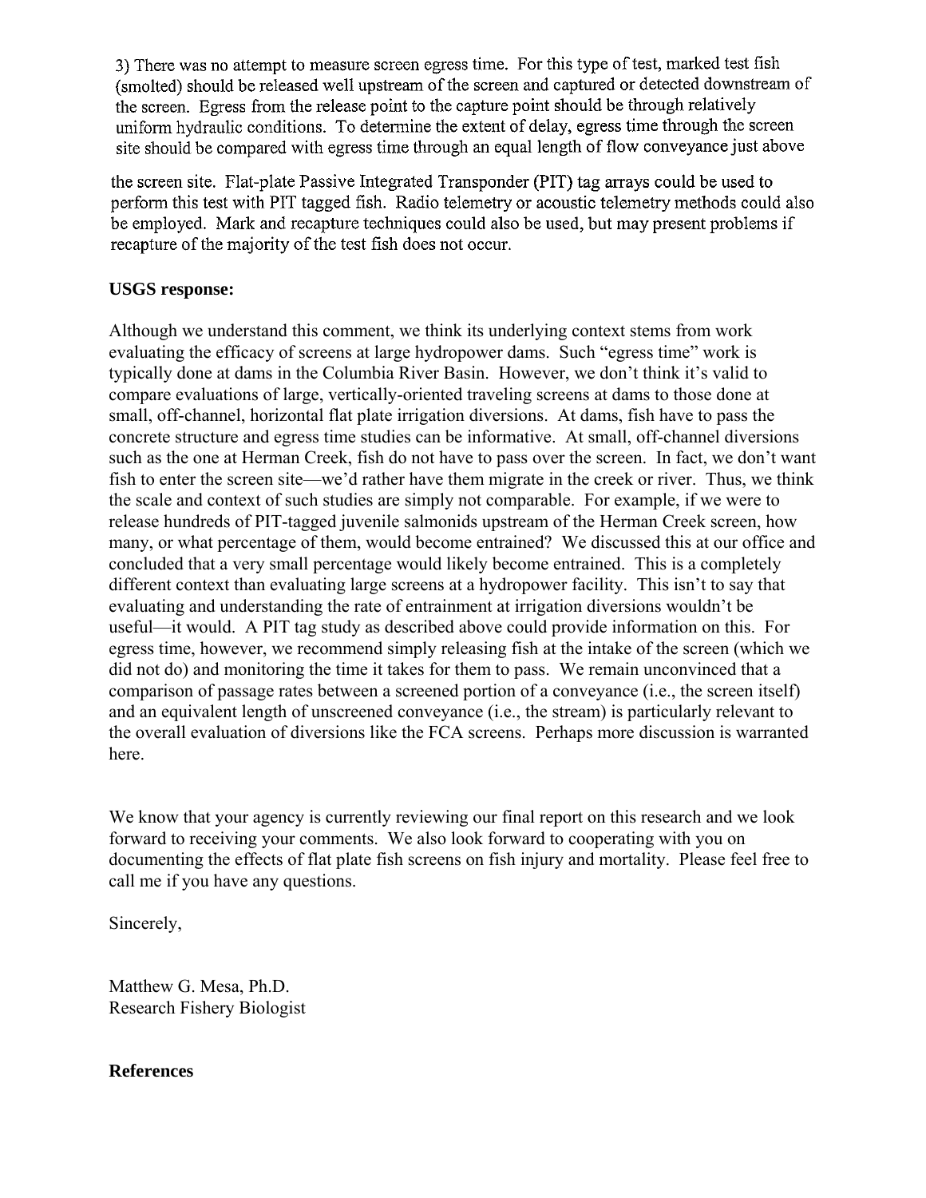3) There was no attempt to measure screen egress time. For this type of test, marked test fish (smolted) should be released well upstream of the screen and captured or detected downstream of the screen. Egress from the release point to the capture point should be through relatively uniform hydraulic conditions. To determine the extent of delay, egress time through the screen site should be compared with egress time through an equal length of flow conveyance just above the screen site. Flat-plate Passive Integrated Transponder (PIT) tag arrays could be used to perform this test with PIT tagged fish. Radio telemetry or acoustic telemetry methods could also be employed. Mark and recapture techniques could also be used, but may present problems if recapture of the majority of the test fish does not occur.

**USGS response:**

Although we understand this comment, we think its underlying context stems from work evaluating the efficacy of screens at large hydropower dams. Such "egress time" work is typically done at dams in the Columbia River Basin. However, we don't think it's valid to compare evaluations of large, vertically-oriented traveling screens at dams to those done at small, off-channel, horizontal flat plate irrigation diversions. At dams, fish have to pass the concrete structure and egress time studies can be informative. At small, off-channel diversions such as the one at Herman Creek, fish do not have to pass over the screen. In fact, we don't want fish to enter the screen site—we'd rather have them migrate in the creek or river. Thus, we think the scale and context of such studies are simply not comparable. For example, if we were to release hundreds of PIT-tagged juvenile salmonids upstream of the Herman Creek screen, how many, or what percentage of them, would become entrained? We discussed this at our office and concluded that a very small percentage would likely become entrained. This is a completely different context than evaluating large screens at a hydropower facility. This isn't to say that evaluating and understanding the rate of entrainment at irrigation diversions wouldn't be useful—it would. A PIT tag study as described above could provide information on this. For egress time, however, we recommend simply releasing fish at the intake of the screen (which we did not do) and monitoring the time it takes for them to pass. We remain unconvinced that a comparison of passage rates between a screened portion of a conveyance (i.e., the screen itself) and an equivalent length of unscreened conveyance (i.e., the stream) is particularly relevant to the overall evaluation of diversions like the FCA screens. Perhaps more discussion is warranted here.

We know that your agency is currently reviewing our final report on this research and we look forward to receiving your comments. We also look forward to cooperating with you on documenting the effects of flat plate fish screens on fish injury and mortality. Please feel free to call me if you have any questions.

Sincerely,

Matthew G. Mesa, Ph.D.
Research Fishery Biologist

**References**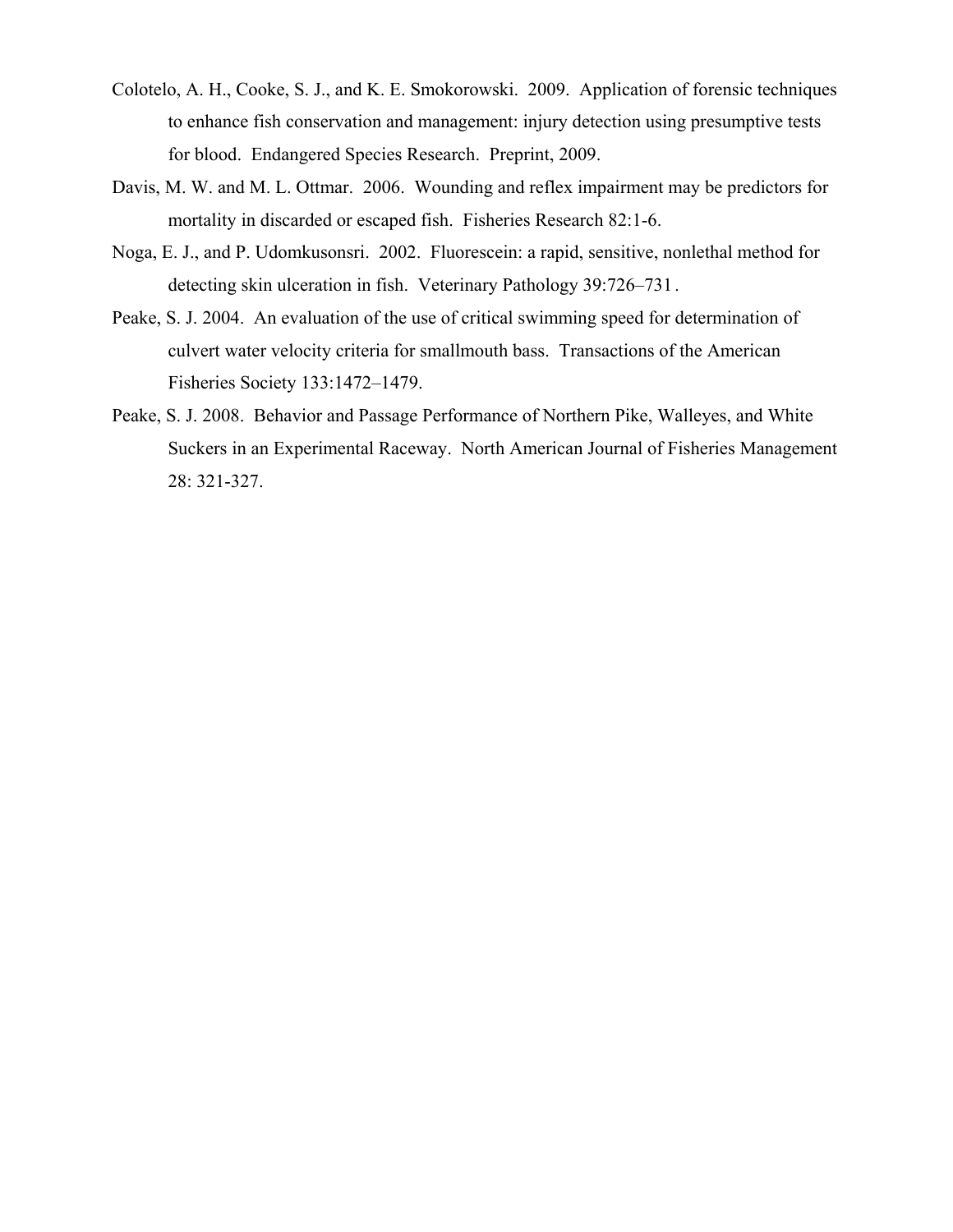Colotelo, A. H., Cooke, S. J., and K. E. Smokorowski. 2009. Application of forensic techniques to enhance fish conservation and management: injury detection using presumptive tests for blood. Endangered Species Research. Preprint, 2009.

Davis, M. W. and M. L. Ottmar. 2006. Wounding and reflex impairment may be predictors for mortality in discarded or escaped fish. Fisheries Research 82:1-6.

Noga, E. J., and P. Udomkusonsri. 2002. Fluorescein: a rapid, sensitive, nonlethal method for detecting skin ulceration in fish. Veterinary Pathology 39:726–731.

Peake, S. J. 2004. An evaluation of the use of critical swimming speed for determination of culvert water velocity criteria for smallmouth bass. Transactions of the American Fisheries Society 133:1472–1479.

Peake, S. J. 2008. Behavior and Passage Performance of Northern Pike, Walleyes, and White Suckers in an Experimental Raceway. North American Journal of Fisheries Management 28: 321-327.